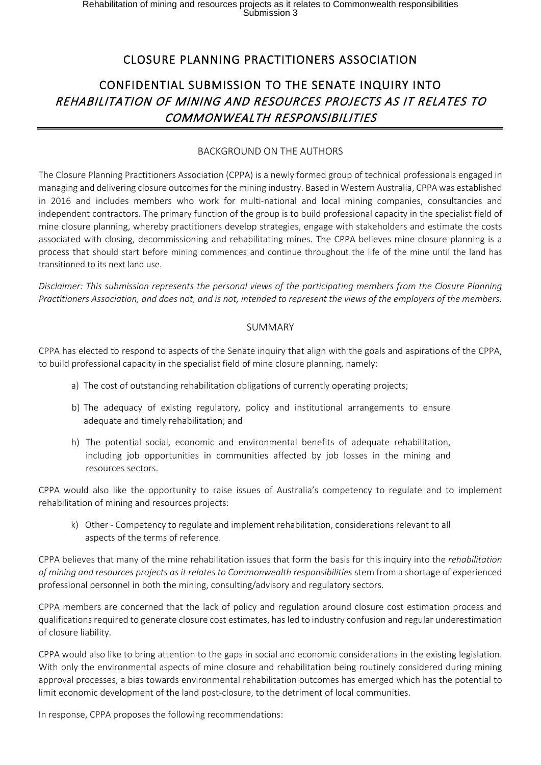# CLOSURE PLANNING PRACTITIONERS ASSOCIATION

## CONFIDENTIAL SUBMISSION TO THE SENATE INQUIRY INTO *REHABILITATION OF MINING AND RESOURCES PROJECTS AS IT RELATES TO COMMONWEALTH RESPONSIBILITIES*

### BACKGROUND ON THE AUTHORS

The Closure Planning Practitioners Association (CPPA) is a newly formed group of technical professionals engaged in managing and delivering closure outcomes for the mining industry. Based in Western Australia, CPPA was established in 2016 and includes members who work for multi-national and local mining companies, consultancies and independent contractors. The primary function of the group is to build professional capacity in the specialist field of mine closure planning, whereby practitioners develop strategies, engage with stakeholders and estimate the costs associated with closing, decommissioning and rehabilitating mines. The CPPA believes mine closure planning is a process that should start before mining commences and continue throughout the life of the mine until the land has transitioned to its next land use.

*Disclaimer: This submission represents the personal views of the participating members from the Closure Planning Practitioners Association, and does not, and is not, intended to represent the views of the employers of the members.*

### SUMMARY

CPPA has elected to respond to aspects of the Senate inquiry that align with the goals and aspirations of the CPPA, to build professional capacity in the specialist field of mine closure planning, namely:

a) The cost of outstanding rehabilitation obligations of currently operating projects;

b) The adequacy of existing regulatory, policy and institutional arrangements to ensure adequate and timely rehabilitation; and

h) The potential social, economic and environmental benefits of adequate rehabilitation, including job opportunities in communities affected by job losses in the mining and resources sectors.

CPPA would also like the opportunity to raise issues of Australia's competency to regulate and to implement rehabilitation of mining and resources projects:

k) Other - Competency to regulate and implement rehabilitation, considerations relevant to all aspects of the terms of reference.

CPPA believes that many of the mine rehabilitation issues that form the basis for this inquiry into the *rehabilitation of mining and resources projects as it relates to Commonwealth responsibilities* stem from a shortage of experienced professional personnel in both the mining, consulting/advisory and regulatory sectors.

CPPA members are concerned that the lack of policy and regulation around closure cost estimation process and qualifications required to generate closure cost estimates, has led to industry confusion and regular underestimation of closure liability.

CPPA would also like to bring attention to the gaps in social and economic considerations in the existing legislation. With only the environmental aspects of mine closure and rehabilitation being routinely considered during mining approval processes, a bias towards environmental rehabilitation outcomes has emerged which has the potential to limit economic development of the land post-closure, to the detriment of local communities.

In response, CPPA proposes the following recommendations: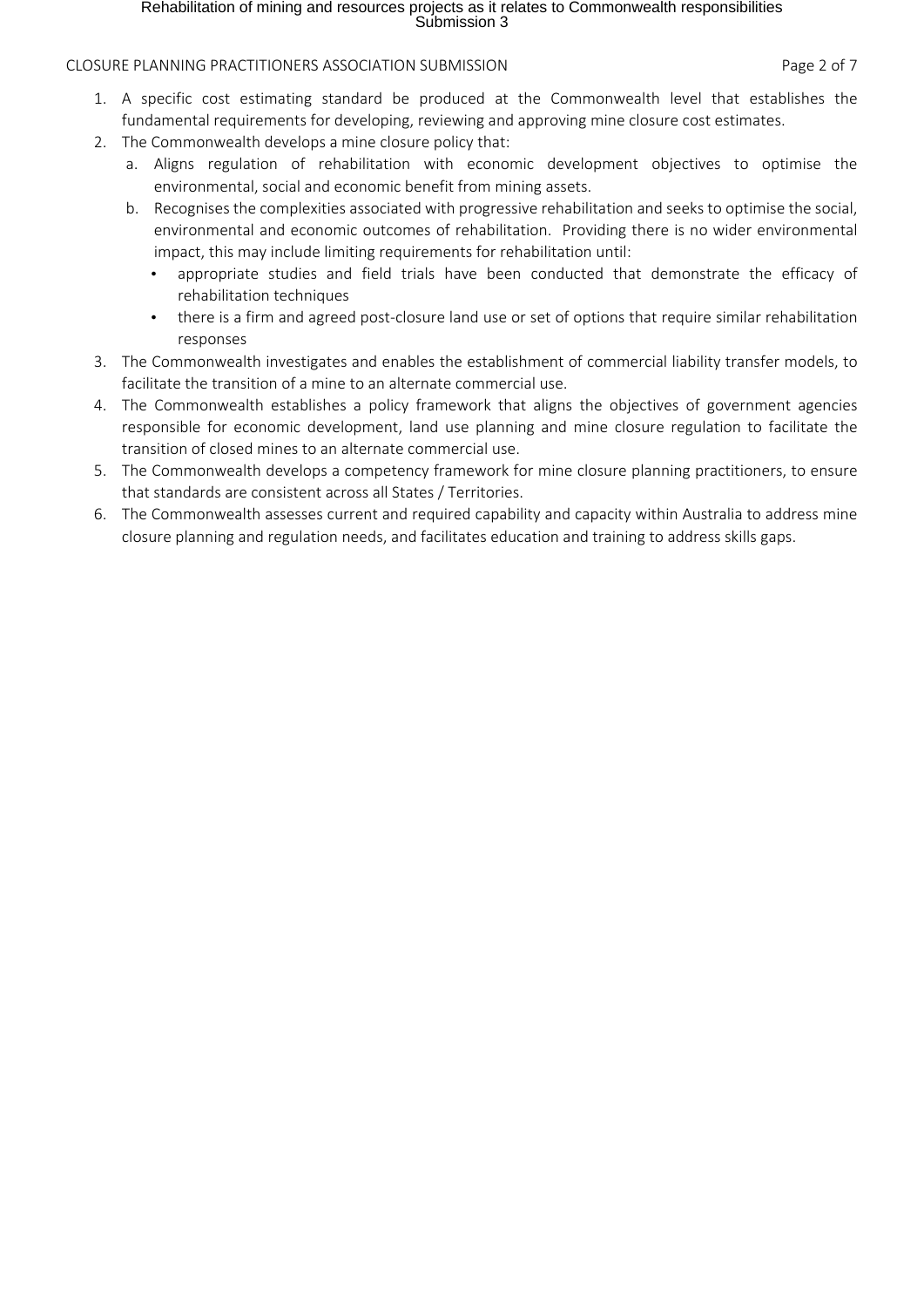1. A specific cost estimating standard be produced at the Commonwealth level that establishes the fundamental requirements for developing, reviewing and approving mine closure cost estimates.
2. The Commonwealth develops a mine closure policy that:
   a. Aligns regulation of rehabilitation with economic development objectives to optimise the environmental, social and economic benefit from mining assets.
   b. Recognises the complexities associated with progressive rehabilitation and seeks to optimise the social, environmental and economic outcomes of rehabilitation. Providing there is no wider environmental impact, this may include limiting requirements for rehabilitation until:
      - appropriate studies and field trials have been conducted that demonstrate the efficacy of rehabilitation techniques
      - there is a firm and agreed post-closure land use or set of options that require similar rehabilitation responses
3. The Commonwealth investigates and enables the establishment of commercial liability transfer models, to facilitate the transition of a mine to an alternate commercial use.
4. The Commonwealth establishes a policy framework that aligns the objectives of government agencies responsible for economic development, land use planning and mine closure regulation to facilitate the transition of closed mines to an alternate commercial use.
5. The Commonwealth develops a competency framework for mine closure planning practitioners, to ensure that standards are consistent across all States / Territories.
6. The Commonwealth assesses current and required capability and capacity within Australia to address mine closure planning and regulation needs, and facilitates education and training to address skills gaps.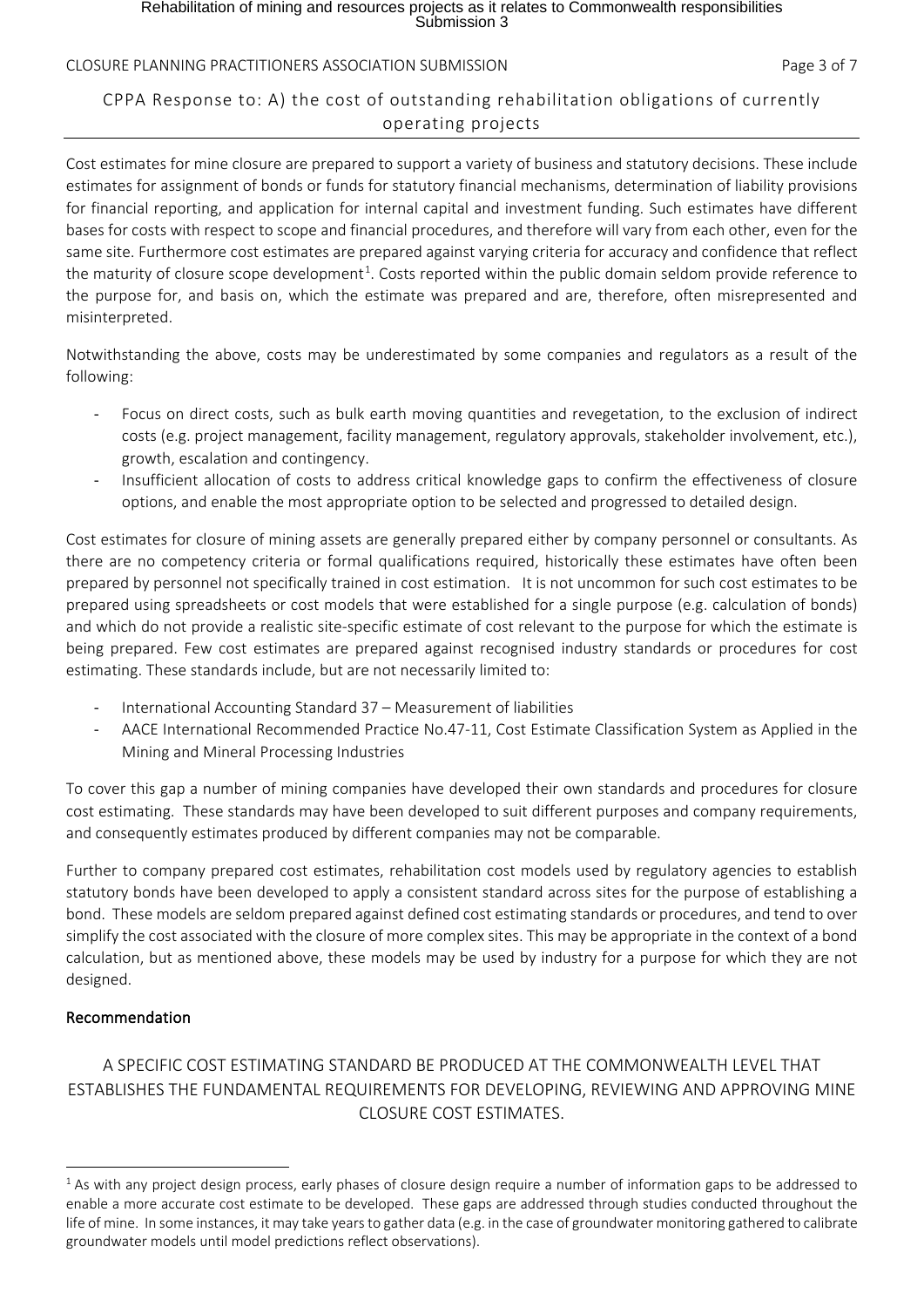## CPPA Response to: A) the cost of outstanding rehabilitation obligations of currently operating projects

Cost estimates for mine closure are prepared to support a variety of business and statutory decisions. These include estimates for assignment of bonds or funds for statutory financial mechanisms, determination of liability provisions for financial reporting, and application for internal capital and investment funding. Such estimates have different bases for costs with respect to scope and financial procedures, and therefore will vary from each other, even for the same site. Furthermore cost estimates are prepared against varying criteria for accuracy and confidence that reflect the maturity of closure scope development[1]. Costs reported within the public domain seldom provide reference to the purpose for, and basis on, which the estimate was prepared and are, therefore, often misrepresented and misinterpreted.

Notwithstanding the above, costs may be underestimated by some companies and regulators as a result of the following:

- Focus on direct costs, such as bulk earth moving quantities and revegetation, to the exclusion of indirect costs (e.g. project management, facility management, regulatory approvals, stakeholder involvement, etc.), growth, escalation and contingency.
- Insufficient allocation of costs to address critical knowledge gaps to confirm the effectiveness of closure options, and enable the most appropriate option to be selected and progressed to detailed design.

Cost estimates for closure of mining assets are generally prepared either by company personnel or consultants. As there are no competency criteria or formal qualifications required, historically these estimates have often been prepared by personnel not specifically trained in cost estimation. It is not uncommon for such cost estimates to be prepared using spreadsheets or cost models that were established for a single purpose (e.g. calculation of bonds) and which do not provide a realistic site-specific estimate of cost relevant to the purpose for which the estimate is being prepared. Few cost estimates are prepared against recognised industry standards or procedures for cost estimating. These standards include, but are not necessarily limited to:

- International Accounting Standard 37 – Measurement of liabilities
- AACE International Recommended Practice No.47-11, Cost Estimate Classification System as Applied in the Mining and Mineral Processing Industries

To cover this gap a number of mining companies have developed their own standards and procedures for closure cost estimating. These standards may have been developed to suit different purposes and company requirements, and consequently estimates produced by different companies may not be comparable.

Further to company prepared cost estimates, rehabilitation cost models used by regulatory agencies to establish statutory bonds have been developed to apply a consistent standard across sites for the purpose of establishing a bond. These models are seldom prepared against defined cost estimating standards or procedures, and tend to over simplify the cost associated with the closure of more complex sites. This may be appropriate in the context of a bond calculation, but as mentioned above, these models may be used by industry for a purpose for which they are not designed.

### Recommendation

A SPECIFIC COST ESTIMATING STANDARD BE PRODUCED AT THE COMMONWEALTH LEVEL THAT ESTABLISHES THE FUNDAMENTAL REQUIREMENTS FOR DEVELOPING, REVIEWING AND APPROVING MINE CLOSURE COST ESTIMATES.

---

[1] As with any project design process, early phases of closure design require a number of information gaps to be addressed to enable a more accurate cost estimate to be developed. These gaps are addressed through studies conducted throughout the life of mine. In some instances, it may take years to gather data (e.g. in the case of groundwater monitoring gathered to calibrate groundwater models until model predictions reflect observations).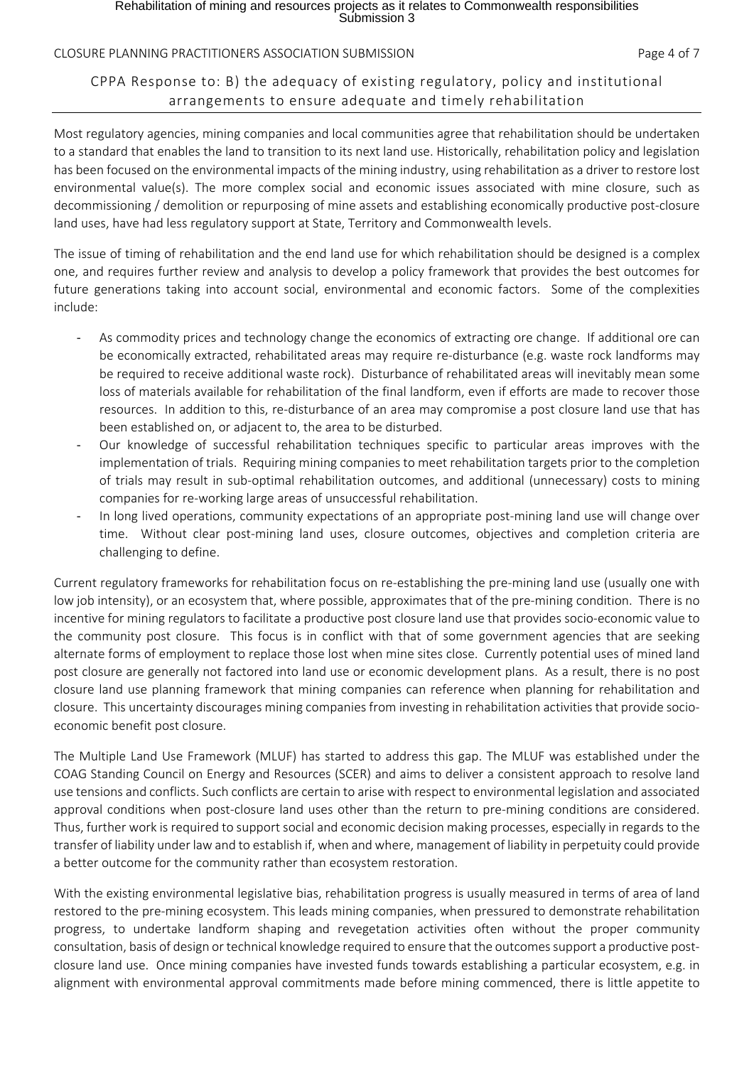## CPPA Response to: B) the adequacy of existing regulatory, policy and institutional arrangements to ensure adequate and timely rehabilitation

Most regulatory agencies, mining companies and local communities agree that rehabilitation should be undertaken to a standard that enables the land to transition to its next land use. Historically, rehabilitation policy and legislation has been focused on the environmental impacts of the mining industry, using rehabilitation as a driver to restore lost environmental value(s). The more complex social and economic issues associated with mine closure, such as decommissioning / demolition or repurposing of mine assets and establishing economically productive post-closure land uses, have had less regulatory support at State, Territory and Commonwealth levels.

The issue of timing of rehabilitation and the end land use for which rehabilitation should be designed is a complex one, and requires further review and analysis to develop a policy framework that provides the best outcomes for future generations taking into account social, environmental and economic factors. Some of the complexities include:

- As commodity prices and technology change the economics of extracting ore change. If additional ore can be economically extracted, rehabilitated areas may require re-disturbance (e.g. waste rock landforms may be required to receive additional waste rock). Disturbance of rehabilitated areas will inevitably mean some loss of materials available for rehabilitation of the final landform, even if efforts are made to recover those resources. In addition to this, re-disturbance of an area may compromise a post closure land use that has been established on, or adjacent to, the area to be disturbed.
- Our knowledge of successful rehabilitation techniques specific to particular areas improves with the implementation of trials. Requiring mining companies to meet rehabilitation targets prior to the completion of trials may result in sub-optimal rehabilitation outcomes, and additional (unnecessary) costs to mining companies for re-working large areas of unsuccessful rehabilitation.
- In long lived operations, community expectations of an appropriate post-mining land use will change over time. Without clear post-mining land uses, closure outcomes, objectives and completion criteria are challenging to define.

Current regulatory frameworks for rehabilitation focus on re-establishing the pre-mining land use (usually one with low job intensity), or an ecosystem that, where possible, approximates that of the pre-mining condition. There is no incentive for mining regulators to facilitate a productive post closure land use that provides socio-economic value to the community post closure. This focus is in conflict with that of some government agencies that are seeking alternate forms of employment to replace those lost when mine sites close. Currently potential uses of mined land post closure are generally not factored into land use or economic development plans. As a result, there is no post closure land use planning framework that mining companies can reference when planning for rehabilitation and closure. This uncertainty discourages mining companies from investing in rehabilitation activities that provide socio-economic benefit post closure.

The Multiple Land Use Framework (MLUF) has started to address this gap. The MLUF was established under the COAG Standing Council on Energy and Resources (SCER) and aims to deliver a consistent approach to resolve land use tensions and conflicts. Such conflicts are certain to arise with respect to environmental legislation and associated approval conditions when post-closure land uses other than the return to pre-mining conditions are considered. Thus, further work is required to support social and economic decision making processes, especially in regards to the transfer of liability under law and to establish if, when and where, management of liability in perpetuity could provide a better outcome for the community rather than ecosystem restoration.

With the existing environmental legislative bias, rehabilitation progress is usually measured in terms of area of land restored to the pre-mining ecosystem. This leads mining companies, when pressured to demonstrate rehabilitation progress, to undertake landform shaping and revegetation activities often without the proper community consultation, basis of design or technical knowledge required to ensure that the outcomes support a productive post-closure land use. Once mining companies have invested funds towards establishing a particular ecosystem, e.g. in alignment with environmental approval commitments made before mining commenced, there is little appetite to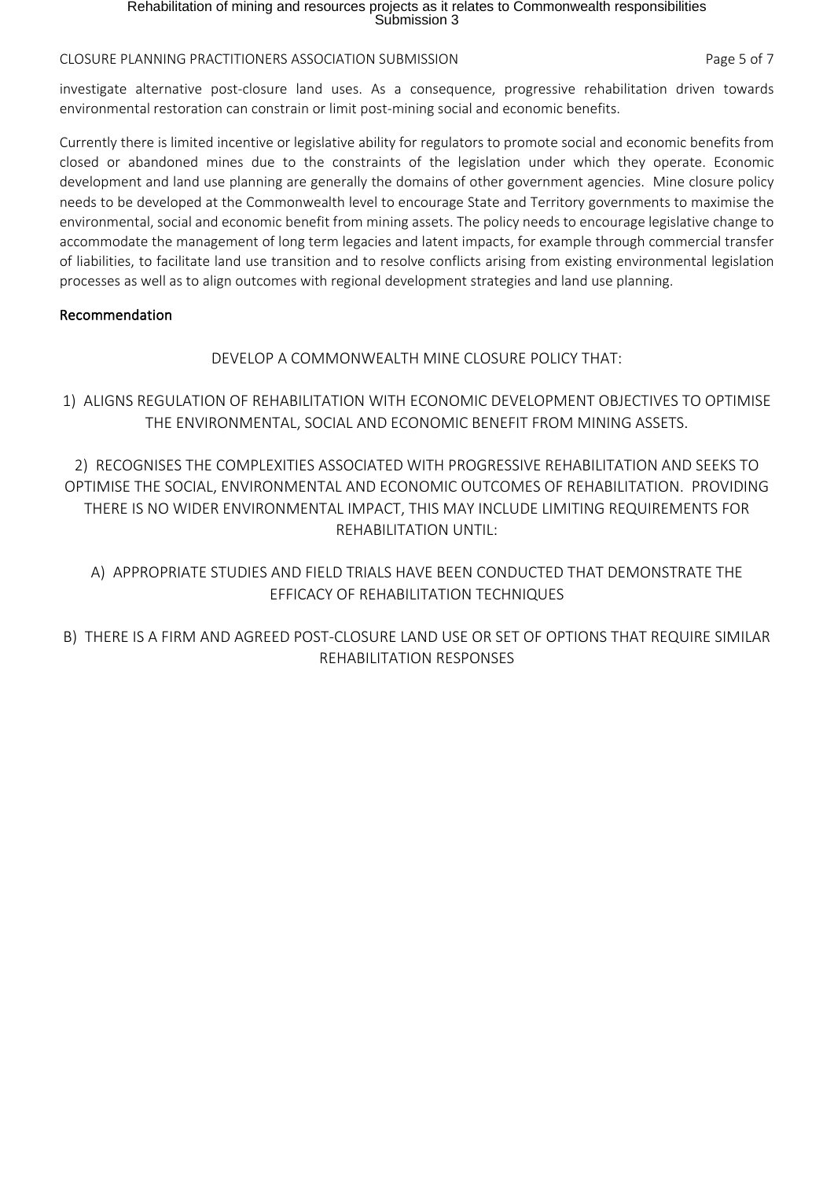investigate alternative post-closure land uses. As a consequence, progressive rehabilitation driven towards environmental restoration can constrain or limit post-mining social and economic benefits.

Currently there is limited incentive or legislative ability for regulators to promote social and economic benefits from closed or abandoned mines due to the constraints of the legislation under which they operate. Economic development and land use planning are generally the domains of other government agencies. Mine closure policy needs to be developed at the Commonwealth level to encourage State and Territory governments to maximise the environmental, social and economic benefit from mining assets. The policy needs to encourage legislative change to accommodate the management of long term legacies and latent impacts, for example through commercial transfer of liabilities, to facilitate land use transition and to resolve conflicts arising from existing environmental legislation processes as well as to align outcomes with regional development strategies and land use planning.

**Recommendation**

DEVELOP A COMMONWEALTH MINE CLOSURE POLICY THAT:

1) ALIGNS REGULATION OF REHABILITATION WITH ECONOMIC DEVELOPMENT OBJECTIVES TO OPTIMISE THE ENVIRONMENTAL, SOCIAL AND ECONOMIC BENEFIT FROM MINING ASSETS.

2) RECOGNISES THE COMPLEXITIES ASSOCIATED WITH PROGRESSIVE REHABILITATION AND SEEKS TO OPTIMISE THE SOCIAL, ENVIRONMENTAL AND ECONOMIC OUTCOMES OF REHABILITATION. PROVIDING THERE IS NO WIDER ENVIRONMENTAL IMPACT, THIS MAY INCLUDE LIMITING REQUIREMENTS FOR REHABILITATION UNTIL:

A) APPROPRIATE STUDIES AND FIELD TRIALS HAVE BEEN CONDUCTED THAT DEMONSTRATE THE EFFICACY OF REHABILITATION TECHNIQUES

B) THERE IS A FIRM AND AGREED POST-CLOSURE LAND USE OR SET OF OPTIONS THAT REQUIRE SIMILAR REHABILITATION RESPONSES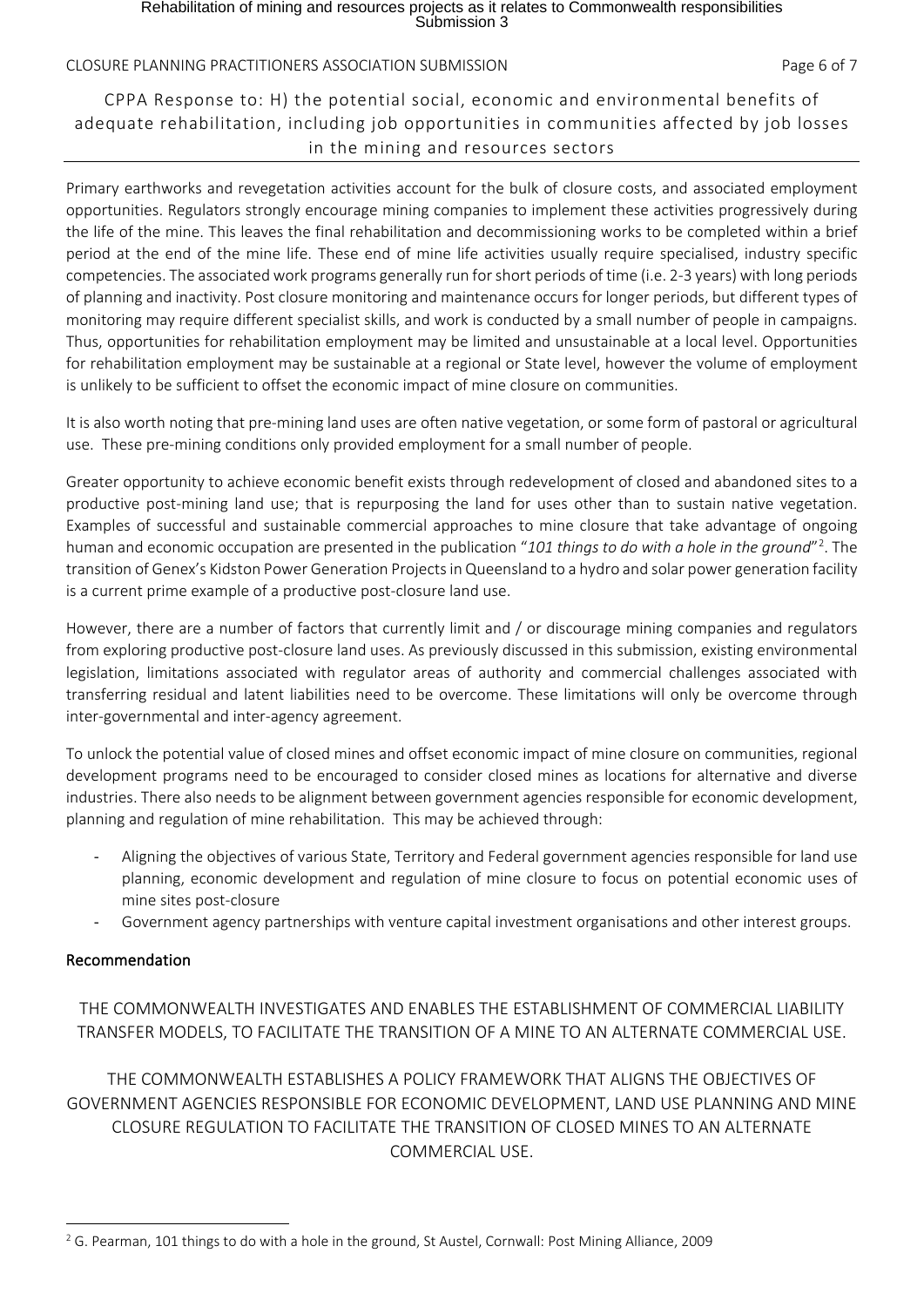## CPPA Response to: H) the potential social, economic and environmental benefits of adequate rehabilitation, including job opportunities in communities affected by job losses in the mining and resources sectors

Primary earthworks and revegetation activities account for the bulk of closure costs, and associated employment opportunities. Regulators strongly encourage mining companies to implement these activities progressively during the life of the mine. This leaves the final rehabilitation and decommissioning works to be completed within a brief period at the end of the mine life. These end of mine life activities usually require specialised, industry specific competencies. The associated work programs generally run for short periods of time (i.e. 2-3 years) with long periods of planning and inactivity. Post closure monitoring and maintenance occurs for longer periods, but different types of monitoring may require different specialist skills, and work is conducted by a small number of people in campaigns. Thus, opportunities for rehabilitation employment may be limited and unsustainable at a local level. Opportunities for rehabilitation employment may be sustainable at a regional or State level, however the volume of employment is unlikely to be sufficient to offset the economic impact of mine closure on communities.

It is also worth noting that pre-mining land uses are often native vegetation, or some form of pastoral or agricultural use. These pre-mining conditions only provided employment for a small number of people.

Greater opportunity to achieve economic benefit exists through redevelopment of closed and abandoned sites to a productive post-mining land use; that is repurposing the land for uses other than to sustain native vegetation. Examples of successful and sustainable commercial approaches to mine closure that take advantage of ongoing human and economic occupation are presented in the publication "*101 things to do with a hole in the ground*"[2]. The transition of Genex's Kidston Power Generation Projects in Queensland to a hydro and solar power generation facility is a current prime example of a productive post-closure land use.

However, there are a number of factors that currently limit and / or discourage mining companies and regulators from exploring productive post-closure land uses. As previously discussed in this submission, existing environmental legislation, limitations associated with regulator areas of authority and commercial challenges associated with transferring residual and latent liabilities need to be overcome. These limitations will only be overcome through inter-governmental and inter-agency agreement.

To unlock the potential value of closed mines and offset economic impact of mine closure on communities, regional development programs need to be encouraged to consider closed mines as locations for alternative and diverse industries. There also needs to be alignment between government agencies responsible for economic development, planning and regulation of mine rehabilitation. This may be achieved through:

- Aligning the objectives of various State, Territory and Federal government agencies responsible for land use planning, economic development and regulation of mine closure to focus on potential economic uses of mine sites post-closure
- Government agency partnerships with venture capital investment organisations and other interest groups.

### Recommendation

THE COMMONWEALTH INVESTIGATES AND ENABLES THE ESTABLISHMENT OF COMMERCIAL LIABILITY TRANSFER MODELS, TO FACILITATE THE TRANSITION OF A MINE TO AN ALTERNATE COMMERCIAL USE.

THE COMMONWEALTH ESTABLISHES A POLICY FRAMEWORK THAT ALIGNS THE OBJECTIVES OF GOVERNMENT AGENCIES RESPONSIBLE FOR ECONOMIC DEVELOPMENT, LAND USE PLANNING AND MINE CLOSURE REGULATION TO FACILITATE THE TRANSITION OF CLOSED MINES TO AN ALTERNATE COMMERCIAL USE.

[2] G. Pearman, 101 things to do with a hole in the ground, St Austel, Cornwall: Post Mining Alliance, 2009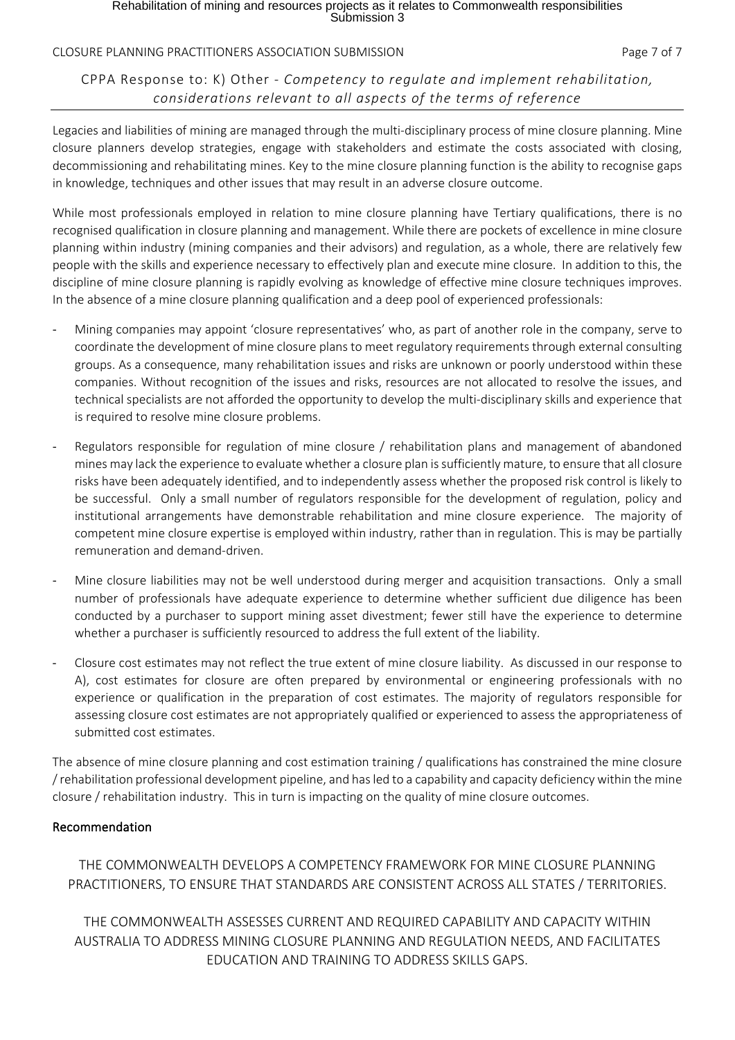## CPPA Response to: K) Other - *Competency to regulate and implement rehabilitation, considerations relevant to all aspects of the terms of reference*

Legacies and liabilities of mining are managed through the multi-disciplinary process of mine closure planning. Mine closure planners develop strategies, engage with stakeholders and estimate the costs associated with closing, decommissioning and rehabilitating mines. Key to the mine closure planning function is the ability to recognise gaps in knowledge, techniques and other issues that may result in an adverse closure outcome.

While most professionals employed in relation to mine closure planning have Tertiary qualifications, there is no recognised qualification in closure planning and management. While there are pockets of excellence in mine closure planning within industry (mining companies and their advisors) and regulation, as a whole, there are relatively few people with the skills and experience necessary to effectively plan and execute mine closure. In addition to this, the discipline of mine closure planning is rapidly evolving as knowledge of effective mine closure techniques improves. In the absence of a mine closure planning qualification and a deep pool of experienced professionals:

- Mining companies may appoint 'closure representatives' who, as part of another role in the company, serve to coordinate the development of mine closure plans to meet regulatory requirements through external consulting groups. As a consequence, many rehabilitation issues and risks are unknown or poorly understood within these companies. Without recognition of the issues and risks, resources are not allocated to resolve the issues, and technical specialists are not afforded the opportunity to develop the multi-disciplinary skills and experience that is required to resolve mine closure problems.
- Regulators responsible for regulation of mine closure / rehabilitation plans and management of abandoned mines may lack the experience to evaluate whether a closure plan is sufficiently mature, to ensure that all closure risks have been adequately identified, and to independently assess whether the proposed risk control is likely to be successful. Only a small number of regulators responsible for the development of regulation, policy and institutional arrangements have demonstrable rehabilitation and mine closure experience. The majority of competent mine closure expertise is employed within industry, rather than in regulation. This is may be partially remuneration and demand-driven.
- Mine closure liabilities may not be well understood during merger and acquisition transactions. Only a small number of professionals have adequate experience to determine whether sufficient due diligence has been conducted by a purchaser to support mining asset divestment; fewer still have the experience to determine whether a purchaser is sufficiently resourced to address the full extent of the liability.
- Closure cost estimates may not reflect the true extent of mine closure liability. As discussed in our response to A), cost estimates for closure are often prepared by environmental or engineering professionals with no experience or qualification in the preparation of cost estimates. The majority of regulators responsible for assessing closure cost estimates are not appropriately qualified or experienced to assess the appropriateness of submitted cost estimates.

The absence of mine closure planning and cost estimation training / qualifications has constrained the mine closure / rehabilitation professional development pipeline, and has led to a capability and capacity deficiency within the mine closure / rehabilitation industry. This in turn is impacting on the quality of mine closure outcomes.

### Recommendation

THE COMMONWEALTH DEVELOPS A COMPETENCY FRAMEWORK FOR MINE CLOSURE PLANNING PRACTITIONERS, TO ENSURE THAT STANDARDS ARE CONSISTENT ACROSS ALL STATES / TERRITORIES.

THE COMMONWEALTH ASSESSES CURRENT AND REQUIRED CAPABILITY AND CAPACITY WITHIN AUSTRALIA TO ADDRESS MINING CLOSURE PLANNING AND REGULATION NEEDS, AND FACILITATES EDUCATION AND TRAINING TO ADDRESS SKILLS GAPS.